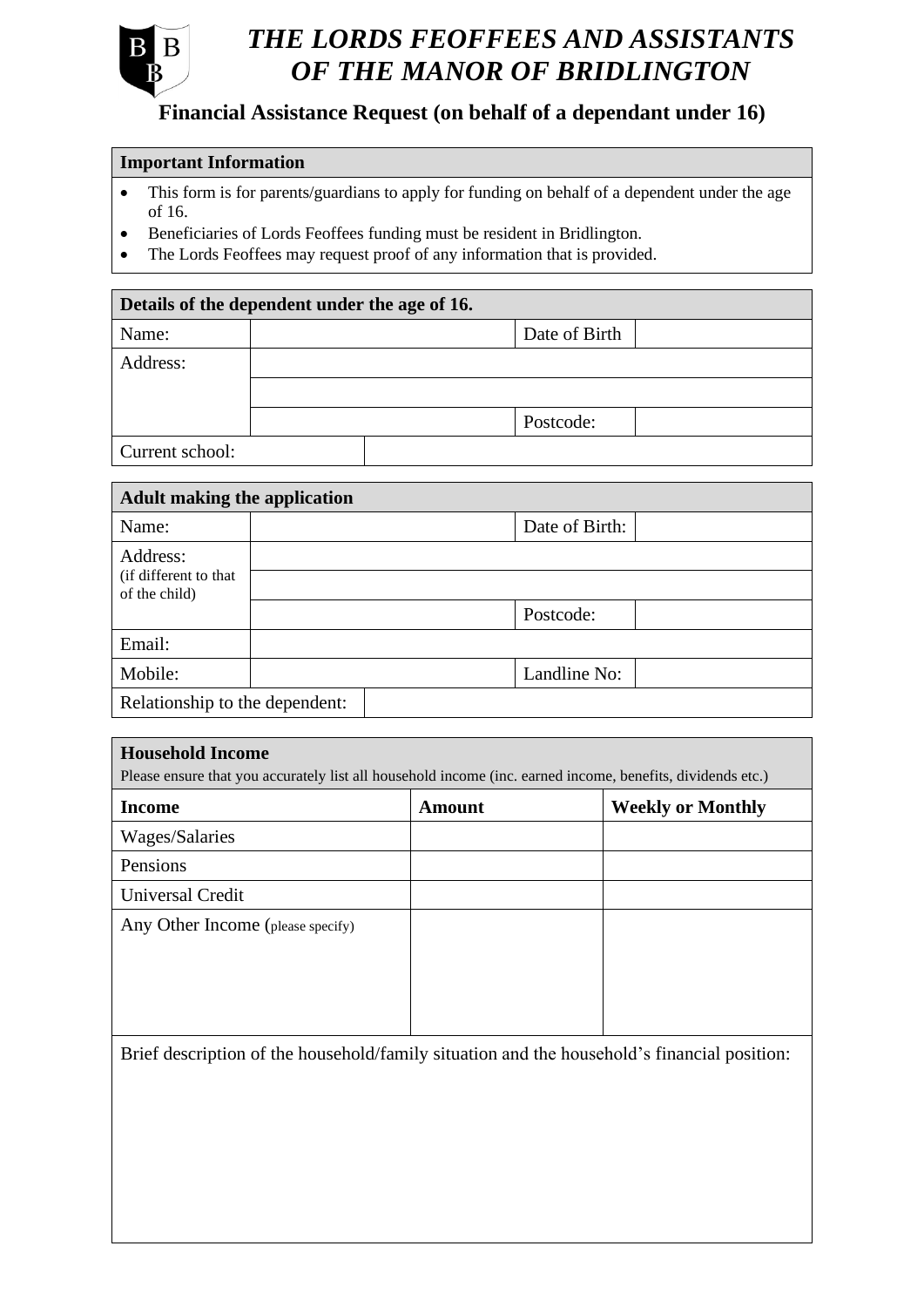# *THE LORDS FEOFFEES AND ASSISTANTS OF THE MANOR OF BRIDLINGTON*

## Financial Assistance Request (on behalf of a dependant under 16)

| **Important Information** |
|---|
| • This form is for parents/guardians to apply for funding on behalf of a dependent under the age of 16.<br>• Beneficiaries of Lords Feoffees funding must be resident in Bridlington.<br>• The Lords Feoffees may request proof of any information that is provided. |

| **Details of the dependent under the age of 16.** | | | |
|---|---|---|---|
| Name: | | Date of Birth | |
| Address: | | | |
| | | | |
| | | Postcode: | |
| Current school: | | | |

| **Adult making the application** | | | |
|---|---|---|---|
| Name: | | Date of Birth: | |
| Address: (if different to that of the child) | | | |
| | | | |
| | | Postcode: | |
| Email: | | | |
| Mobile: | | Landline No: | |
| Relationship to the dependent: | | | |

**Household Income**
Please ensure that you accurately list all household income (inc. earned income, benefits, dividends etc.)

| **Income** | **Amount** | **Weekly or Monthly** |
|---|---|---|
| Wages/Salaries | | |
| Pensions | | |
| Universal Credit | | |
| Any Other Income (please specify) | | |

Brief description of the household/family situation and the household's financial position: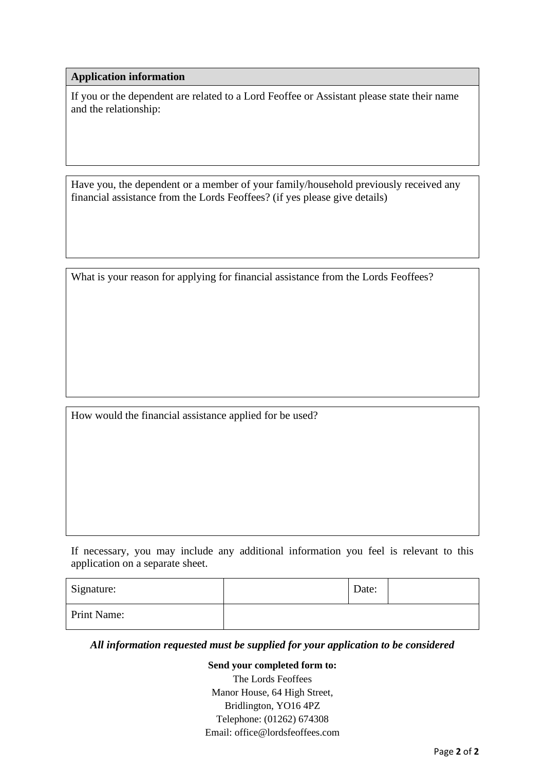## Application information

If you or the dependent are related to a Lord Feoffee or Assistant please state their name and the relationship:

Have you, the dependent or a member of your family/household previously received any financial assistance from the Lords Feoffees? (if yes please give details)

What is your reason for applying for financial assistance from the Lords Feoffees?

How would the financial assistance applied for be used?

If necessary, you may include any additional information you feel is relevant to this application on a separate sheet.

| | | | |
|---|---|---|---|
| Signature: | | Date: | |
| Print Name: | | | |

***All information requested must be supplied for your application to be considered***

**Send your completed form to:**

The Lords Feoffees
Manor House, 64 High Street,
Bridlington, YO16 4PZ
Telephone: (01262) 674308
Email: office@lordsfeoffees.com